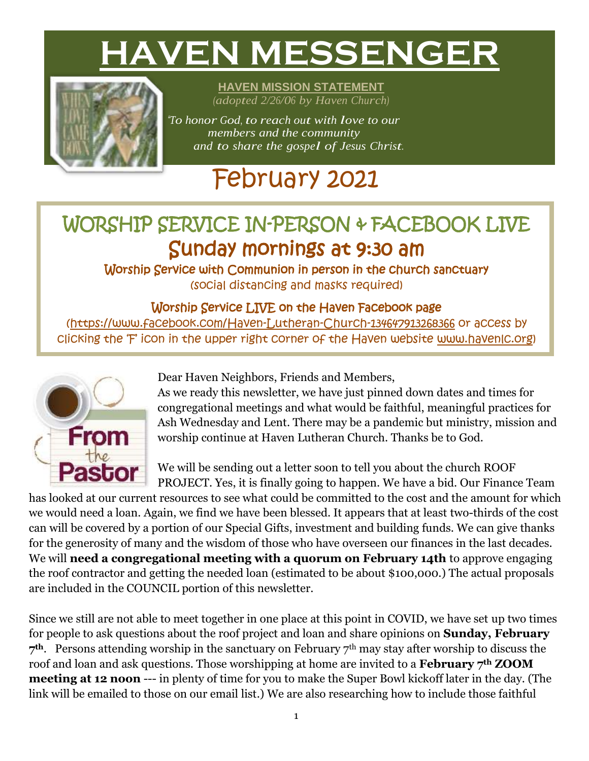# HAVEN MESSENGER

**HAVEN MISSION STATEMENT**

*(adopted 2/26/06 by Haven Church)*

*"To honor God, to reach out with love to our members and the community and to share the gospel of Jesus Christ.*

# February 2021

## WORSHIP SERVICE IN-PERSON & FACEBOOK LIVE

## Sunday mornings at 9:30 am

Worship Service with Communion in person in the church sanctuary
(social distancing and masks required)

Worship Service LIVE on the Haven Facebook page
(https://www.facebook.com/Haven-Lutheran-Church-134647913268366 or access by clicking the 'F' icon in the upper right corner of the Haven website www.havenlc.org)

**From the Pastor**

Dear Haven Neighbors, Friends and Members,

As we ready this newsletter, we have just pinned down dates and times for congregational meetings and what would be faithful, meaningful practices for Ash Wednesday and Lent. There may be a pandemic but ministry, mission and worship continue at Haven Lutheran Church. Thanks be to God.

We will be sending out a letter soon to tell you about the church ROOF PROJECT. Yes, it is finally going to happen. We have a bid. Our Finance Team has looked at our current resources to see what could be committed to the cost and the amount for which we would need a loan. Again, we find we have been blessed. It appears that at least two-thirds of the cost can will be covered by a portion of our Special Gifts, investment and building funds. We can give thanks for the generosity of many and the wisdom of those who have overseen our finances in the last decades. We will **need a congregational meeting with a quorum on February 14th** to approve engaging the roof contractor and getting the needed loan (estimated to be about $100,000.) The actual proposals are included in the COUNCIL portion of this newsletter.

Since we still are not able to meet together in one place at this point in COVID, we have set up two times for people to ask questions about the roof project and loan and share opinions on **Sunday, February 7th**. Persons attending worship in the sanctuary on February 7th may stay after worship to discuss the roof and loan and ask questions. Those worshipping at home are invited to a **February 7th ZOOM meeting at 12 noon** --- in plenty of time for you to make the Super Bowl kickoff later in the day. (The link will be emailed to those on our email list.) We are also researching how to include those faithful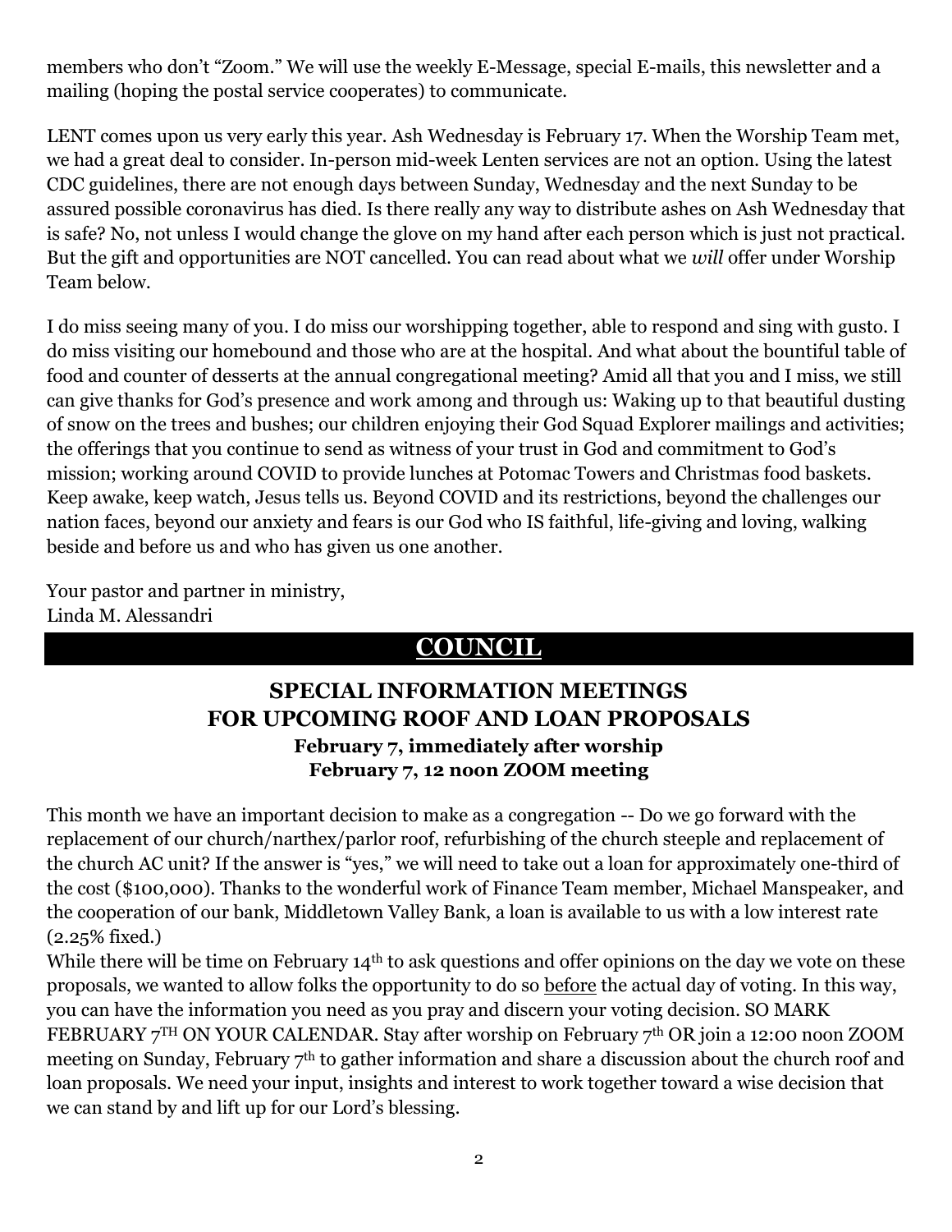members who don't "Zoom." We will use the weekly E-Message, special E-mails, this newsletter and a mailing (hoping the postal service cooperates) to communicate.

LENT comes upon us very early this year. Ash Wednesday is February 17. When the Worship Team met, we had a great deal to consider. In-person mid-week Lenten services are not an option. Using the latest CDC guidelines, there are not enough days between Sunday, Wednesday and the next Sunday to be assured possible coronavirus has died. Is there really any way to distribute ashes on Ash Wednesday that is safe? No, not unless I would change the glove on my hand after each person which is just not practical. But the gift and opportunities are NOT cancelled. You can read about what we *will* offer under Worship Team below.

I do miss seeing many of you. I do miss our worshipping together, able to respond and sing with gusto. I do miss visiting our homebound and those who are at the hospital. And what about the bountiful table of food and counter of desserts at the annual congregational meeting? Amid all that you and I miss, we still can give thanks for God's presence and work among and through us: Waking up to that beautiful dusting of snow on the trees and bushes; our children enjoying their God Squad Explorer mailings and activities; the offerings that you continue to send as witness of your trust in God and commitment to God's mission; working around COVID to provide lunches at Potomac Towers and Christmas food baskets. Keep awake, keep watch, Jesus tells us. Beyond COVID and its restrictions, beyond the challenges our nation faces, beyond our anxiety and fears is our God who IS faithful, life-giving and loving, walking beside and before us and who has given us one another.

Your pastor and partner in ministry,
Linda M. Alessandri

# COUNCIL

## SPECIAL INFORMATION MEETINGS FOR UPCOMING ROOF AND LOAN PROPOSALS

**February 7, immediately after worship**
**February 7, 12 noon ZOOM meeting**

This month we have an important decision to make as a congregation -- Do we go forward with the replacement of our church/narthex/parlor roof, refurbishing of the church steeple and replacement of the church AC unit? If the answer is "yes," we will need to take out a loan for approximately one-third of the cost ($100,000). Thanks to the wonderful work of Finance Team member, Michael Manspeaker, and the cooperation of our bank, Middletown Valley Bank, a loan is available to us with a low interest rate (2.25% fixed.)

While there will be time on February 14th to ask questions and offer opinions on the day we vote on these proposals, we wanted to allow folks the opportunity to do so before the actual day of voting. In this way, you can have the information you need as you pray and discern your voting decision. SO MARK FEBRUARY 7TH ON YOUR CALENDAR. Stay after worship on February 7th OR join a 12:00 noon ZOOM meeting on Sunday, February 7th to gather information and share a discussion about the church roof and loan proposals. We need your input, insights and interest to work together toward a wise decision that we can stand by and lift up for our Lord's blessing.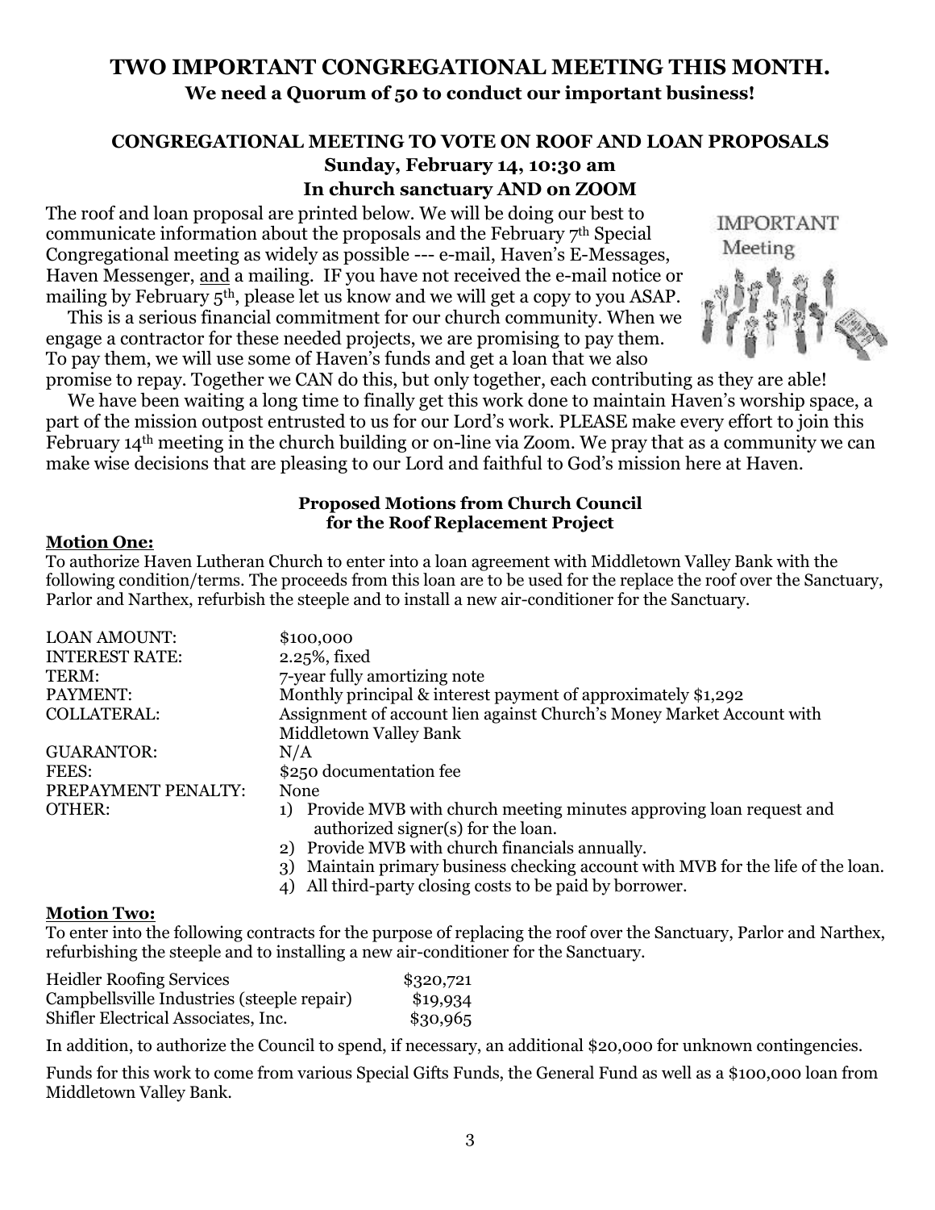# TWO IMPORTANT CONGREGATIONAL MEETING THIS MONTH.

**We need a Quorum of 50 to conduct our important business!**

## CONGREGATIONAL MEETING TO VOTE ON ROOF AND LOAN PROPOSALS

**Sunday, February 14, 10:30 am**

**In church sanctuary AND on ZOOM**

The roof and loan proposal are printed below. We will be doing our best to communicate information about the proposals and the February 7th Special Congregational meeting as widely as possible --- e-mail, Haven's E-Messages, Haven Messenger, and a mailing. IF you have not received the e-mail notice or mailing by February 5th, please let us know and we will get a copy to you ASAP.

This is a serious financial commitment for our church community. When we engage a contractor for these needed projects, we are promising to pay them. To pay them, we will use some of Haven's funds and get a loan that we also promise to repay. Together we CAN do this, but only together, each contributing as they are able!

We have been waiting a long time to finally get this work done to maintain Haven's worship space, a part of the mission outpost entrusted to us for our Lord's work. PLEASE make every effort to join this February 14th meeting in the church building or on-line via Zoom. We pray that as a community we can make wise decisions that are pleasing to our Lord and faithful to God's mission here at Haven.

### Proposed Motions from Church Council for the Roof Replacement Project

**Motion One:**

To authorize Haven Lutheran Church to enter into a loan agreement with Middletown Valley Bank with the following condition/terms. The proceeds from this loan are to be used for the replace the roof over the Sanctuary, Parlor and Narthex, refurbish the steeple and to install a new air-conditioner for the Sanctuary.

| | |
|---|---|
| LOAN AMOUNT: | $100,000 |
| INTEREST RATE: | 2.25%, fixed |
| TERM: | 7-year fully amortizing note |
| PAYMENT: | Monthly principal & interest payment of approximately $1,292 |
| COLLATERAL: | Assignment of account lien against Church's Money Market Account with Middletown Valley Bank |
| GUARANTOR: | N/A |
| FEES: | $250 documentation fee |
| PREPAYMENT PENALTY: | None |
| OTHER: | 1) Provide MVB with church meeting minutes approving loan request and authorized signer(s) for the loan. 2) Provide MVB with church financials annually. 3) Maintain primary business checking account with MVB for the life of the loan. 4) All third-party closing costs to be paid by borrower. |

**Motion Two:**

To enter into the following contracts for the purpose of replacing the roof over the Sanctuary, Parlor and Narthex, refurbishing the steeple and to installing a new air-conditioner for the Sanctuary.

| | |
|---|---|
| Heidler Roofing Services | $320,721 |
| Campbellsville Industries (steeple repair) | $19,934 |
| Shifler Electrical Associates, Inc. | $30,965 |

In addition, to authorize the Council to spend, if necessary, an additional $20,000 for unknown contingencies.

Funds for this work to come from various Special Gifts Funds, the General Fund as well as a $100,000 loan from Middletown Valley Bank.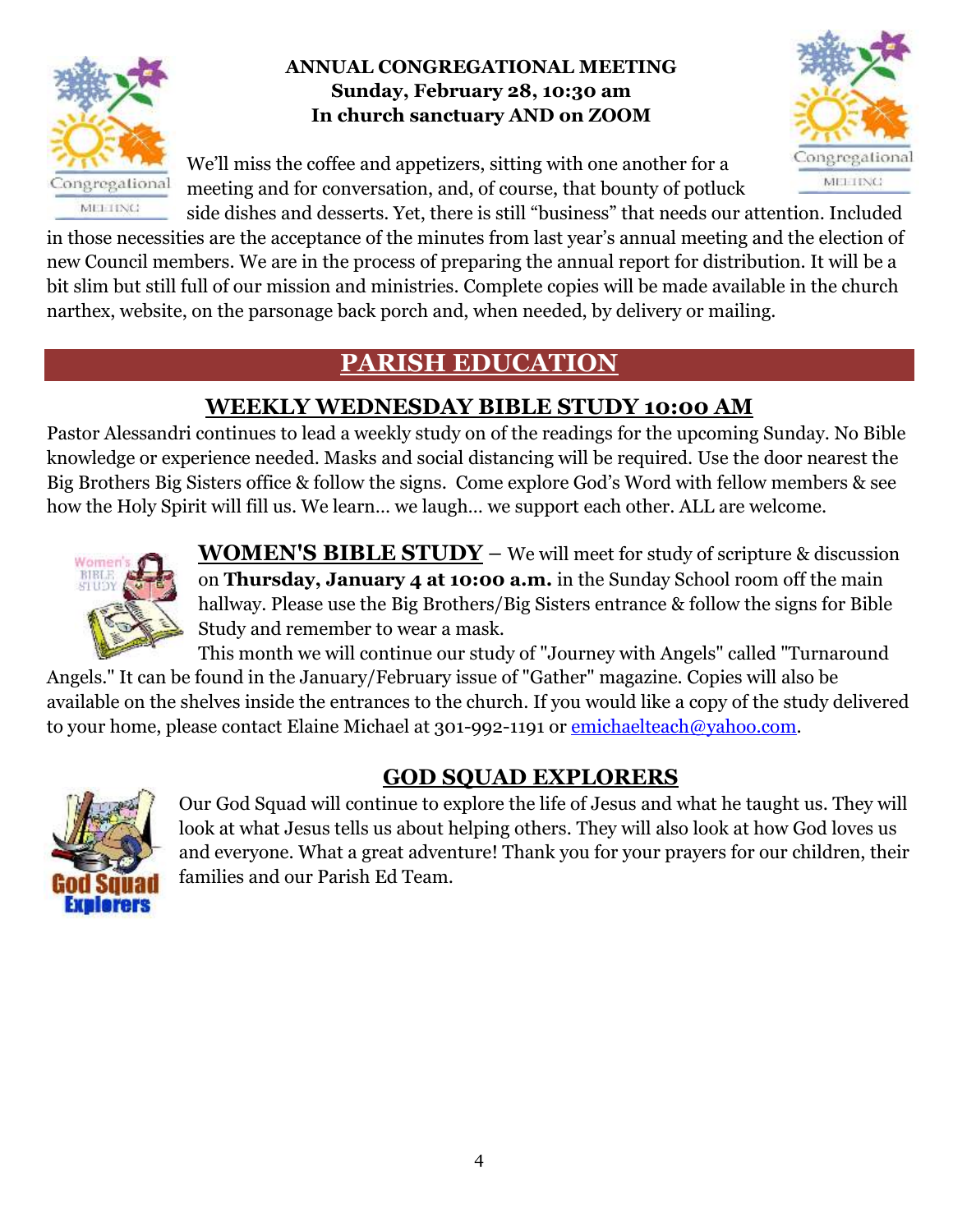**ANNUAL CONGREGATIONAL MEETING**
**Sunday, February 28, 10:30 am**
**In church sanctuary AND on ZOOM**

We'll miss the coffee and appetizers, sitting with one another for a meeting and for conversation, and, of course, that bounty of potluck side dishes and desserts. Yet, there is still "business" that needs our attention. Included in those necessities are the acceptance of the minutes from last year's annual meeting and the election of new Council members. We are in the process of preparing the annual report for distribution. It will be a bit slim but still full of our mission and ministries. Complete copies will be made available in the church narthex, website, on the parsonage back porch and, when needed, by delivery or mailing.

## PARISH EDUCATION

### WEEKLY WEDNESDAY BIBLE STUDY 10:00 AM

Pastor Alessandri continues to lead a weekly study on of the readings for the upcoming Sunday. No Bible knowledge or experience needed. Masks and social distancing will be required. Use the door nearest the Big Brothers Big Sisters office & follow the signs. Come explore God's Word with fellow members & see how the Holy Spirit will fill us. We learn… we laugh… we support each other. ALL are welcome.

**WOMEN'S BIBLE STUDY** – We will meet for study of scripture & discussion on **Thursday, January 4 at 10:00 a.m.** in the Sunday School room off the main hallway. Please use the Big Brothers/Big Sisters entrance & follow the signs for Bible Study and remember to wear a mask.

This month we will continue our study of "Journey with Angels" called "Turnaround Angels." It can be found in the January/February issue of "Gather" magazine. Copies will also be available on the shelves inside the entrances to the church. If you would like a copy of the study delivered to your home, please contact Elaine Michael at 301-992-1191 or emichaelteach@yahoo.com.

### GOD SQUAD EXPLORERS

Our God Squad will continue to explore the life of Jesus and what he taught us. They will look at what Jesus tells us about helping others. They will also look at how God loves us and everyone. What a great adventure! Thank you for your prayers for our children, their families and our Parish Ed Team.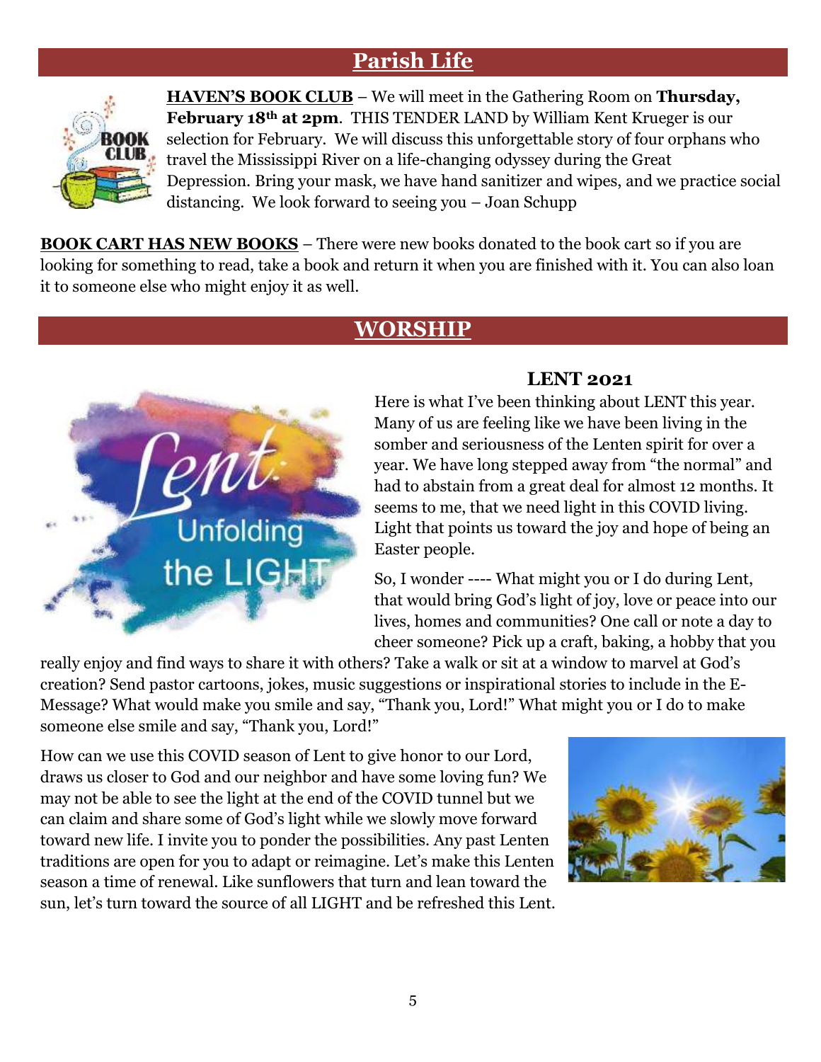## Parish Life

**HAVEN'S BOOK CLUB** – We will meet in the Gathering Room on **Thursday, February 18th at 2pm**. THIS TENDER LAND by William Kent Krueger is our selection for February. We will discuss this unforgettable story of four orphans who travel the Mississippi River on a life-changing odyssey during the Great Depression. Bring your mask, we have hand sanitizer and wipes, and we practice social distancing. We look forward to seeing you – Joan Schupp

**BOOK CART HAS NEW BOOKS** – There were new books donated to the book cart so if you are looking for something to read, take a book and return it when you are finished with it. You can also loan it to someone else who might enjoy it as well.

## WORSHIP

### LENT 2021

Here is what I've been thinking about LENT this year. Many of us are feeling like we have been living in the somber and seriousness of the Lenten spirit for over a year. We have long stepped away from "the normal" and had to abstain from a great deal for almost 12 months. It seems to me, that we need light in this COVID living. Light that points us toward the joy and hope of being an Easter people.

So, I wonder ---- What might you or I do during Lent, that would bring God's light of joy, love or peace into our lives, homes and communities? One call or note a day to cheer someone? Pick up a craft, baking, a hobby that you really enjoy and find ways to share it with others? Take a walk or sit at a window to marvel at God's creation? Send pastor cartoons, jokes, music suggestions or inspirational stories to include in the E-Message? What would make you smile and say, "Thank you, Lord!" What might you or I do to make someone else smile and say, "Thank you, Lord!"

How can we use this COVID season of Lent to give honor to our Lord, draws us closer to God and our neighbor and have some loving fun? We may not be able to see the light at the end of the COVID tunnel but we can claim and share some of God's light while we slowly move forward toward new life. I invite you to ponder the possibilities. Any past Lenten traditions are open for you to adapt or reimagine. Let's make this Lenten season a time of renewal. Like sunflowers that turn and lean toward the sun, let's turn toward the source of all LIGHT and be refreshed this Lent.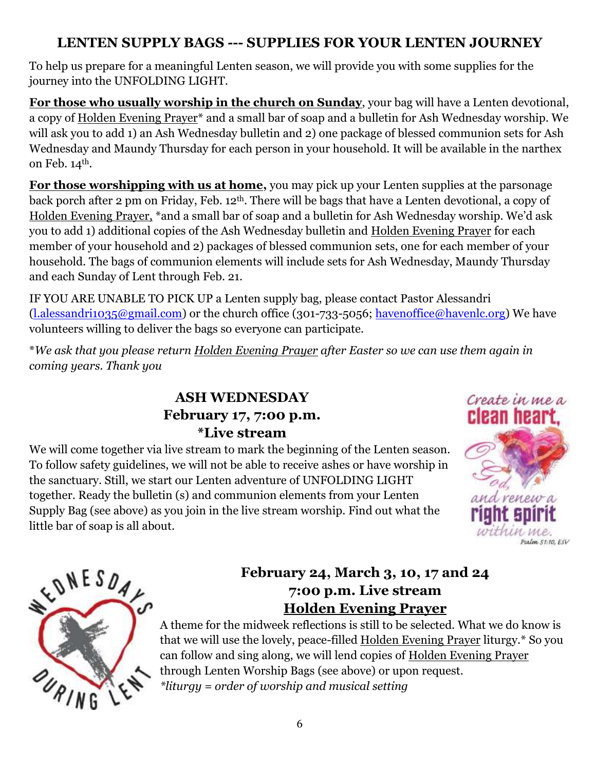## LENTEN SUPPLY BAGS --- SUPPLIES FOR YOUR LENTEN JOURNEY

To help us prepare for a meaningful Lenten season, we will provide you with some supplies for the journey into the UNFOLDING LIGHT.

**For those who usually worship in the church on Sunday**, your bag will have a Lenten devotional, a copy of Holden Evening Prayer* and a small bar of soap and a bulletin for Ash Wednesday worship. We will ask you to add 1) an Ash Wednesday bulletin and 2) one package of blessed communion sets for Ash Wednesday and Maundy Thursday for each person in your household. It will be available in the narthex on Feb. 14th.

**For those worshipping with us at home,** you may pick up your Lenten supplies at the parsonage back porch after 2 pm on Friday, Feb. 12th. There will be bags that have a Lenten devotional, a copy of Holden Evening Prayer, *and a small bar of soap and a bulletin for Ash Wednesday worship. We'd ask you to add 1) additional copies of the Ash Wednesday bulletin and Holden Evening Prayer for each member of your household and 2) packages of blessed communion sets, one for each member of your household. The bags of communion elements will include sets for Ash Wednesday, Maundy Thursday and each Sunday of Lent through Feb. 21.

IF YOU ARE UNABLE TO PICK UP a Lenten supply bag, please contact Pastor Alessandri (l.alessandri1035@gmail.com) or the church office (301-733-5056; havenoffice@havenlc.org) We have volunteers willing to deliver the bags so everyone can participate.

**We ask that you please return Holden Evening Prayer after Easter so we can use them again in coming years. Thank you*

### ASH WEDNESDAY
### February 17, 7:00 p.m.
### *Live stream

We will come together via live stream to mark the beginning of the Lenten season. To follow safety guidelines, we will not be able to receive ashes or have worship in the sanctuary. Still, we start our Lenten adventure of UNFOLDING LIGHT together. Ready the bulletin (s) and communion elements from your Lenten Supply Bag (see above) as you join in the live stream worship. Find out what the little bar of soap is all about.

### February 24, March 3, 10, 17 and 24
### 7:00 p.m. Live stream
### Holden Evening Prayer

A theme for the midweek reflections is still to be selected. What we do know is that we will use the lovely, peace-filled Holden Evening Prayer liturgy.* So you can follow and sing along, we will lend copies of Holden Evening Prayer through Lenten Worship Bags (see above) or upon request.
*\*liturgy = order of worship and musical setting*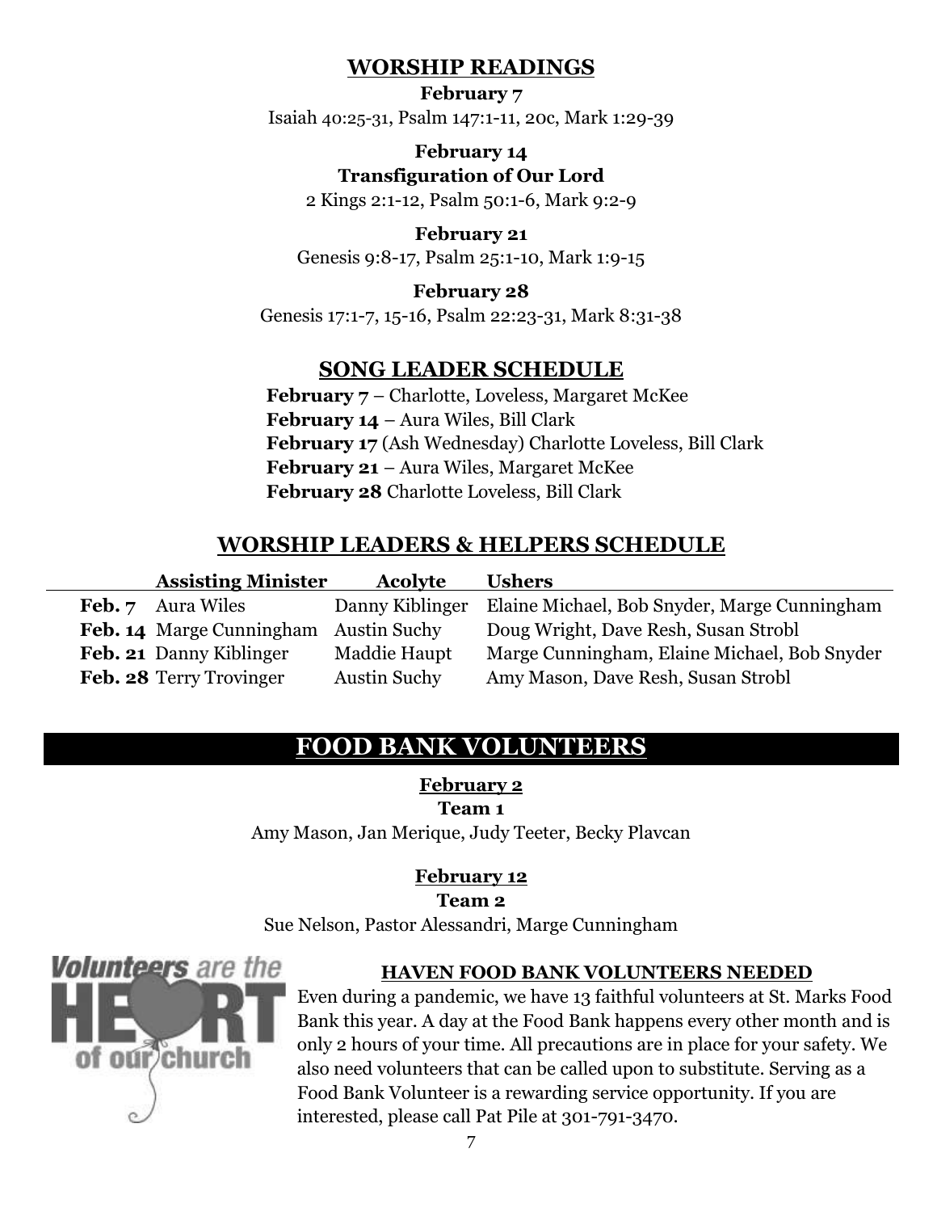## WORSHIP READINGS

**February 7**
Isaiah 40:25-31, Psalm 147:1-11, 20c, Mark 1:29-39

**February 14**
**Transfiguration of Our Lord**
2 Kings 2:1-12, Psalm 50:1-6, Mark 9:2-9

**February 21**
Genesis 9:8-17, Psalm 25:1-10, Mark 1:9-15

**February 28**
Genesis 17:1-7, 15-16, Psalm 22:23-31, Mark 8:31-38

## SONG LEADER SCHEDULE

**February 7** – Charlotte, Loveless, Margaret McKee
**February 14** – Aura Wiles, Bill Clark
**February 17** (Ash Wednesday) Charlotte Loveless, Bill Clark
**February 21** – Aura Wiles, Margaret McKee
**February 28** Charlotte Loveless, Bill Clark

## WORSHIP LEADERS & HELPERS SCHEDULE

| | Assisting Minister | Acolyte | Ushers |
|---|---|---|---|
| **Feb. 7** | Aura Wiles | Danny Kiblinger | Elaine Michael, Bob Snyder, Marge Cunningham |
| **Feb. 14** | Marge Cunningham | Austin Suchy | Doug Wright, Dave Resh, Susan Strobl |
| **Feb. 21** | Danny Kiblinger | Maddie Haupt | Marge Cunningham, Elaine Michael, Bob Snyder |
| **Feb. 28** | Terry Trovinger | Austin Suchy | Amy Mason, Dave Resh, Susan Strobl |

## FOOD BANK VOLUNTEERS

**February 2**
**Team 1**
Amy Mason, Jan Merique, Judy Teeter, Becky Plavcan

**February 12**
**Team 2**
Sue Nelson, Pastor Alessandri, Marge Cunningham

Volunteers are the HEART of our church

### HAVEN FOOD BANK VOLUNTEERS NEEDED

Even during a pandemic, we have 13 faithful volunteers at St. Marks Food Bank this year. A day at the Food Bank happens every other month and is only 2 hours of your time. All precautions are in place for your safety. We also need volunteers that can be called upon to substitute. Serving as a Food Bank Volunteer is a rewarding service opportunity. If you are interested, please call Pat Pile at 301-791-3470.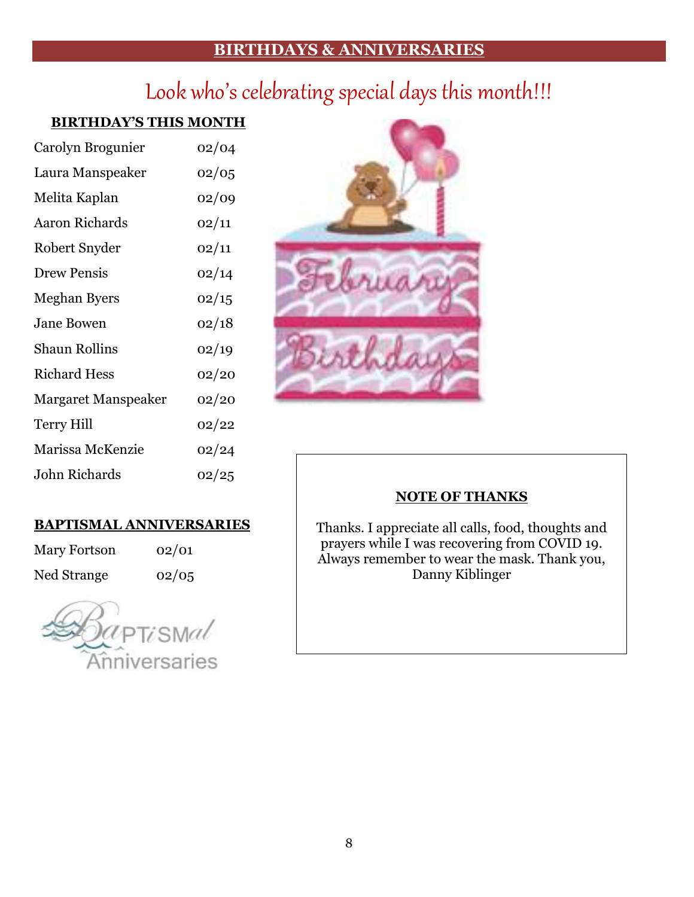## BIRTHDAYS & ANNIVERSARIES

# Look who's celebrating special days this month!!!

### BIRTHDAY'S THIS MONTH

| | |
|---|---|
| Carolyn Brogunier | 02/04 |
| Laura Manspeaker | 02/05 |
| Melita Kaplan | 02/09 |
| Aaron Richards | 02/11 |
| Robert Snyder | 02/11 |
| Drew Pensis | 02/14 |
| Meghan Byers | 02/15 |
| Jane Bowen | 02/18 |
| Shaun Rollins | 02/19 |
| Richard Hess | 02/20 |
| Margaret Manspeaker | 02/20 |
| Terry Hill | 02/22 |
| Marissa McKenzie | 02/24 |
| John Richards | 02/25 |

### BAPTISMAL ANNIVERSARIES

| | |
|---|---|
| Mary Fortson | 02/01 |
| Ned Strange | 02/05 |

### NOTE OF THANKS

Thanks. I appreciate all calls, food, thoughts and prayers while I was recovering from COVID 19. Always remember to wear the mask. Thank you,
Danny Kiblinger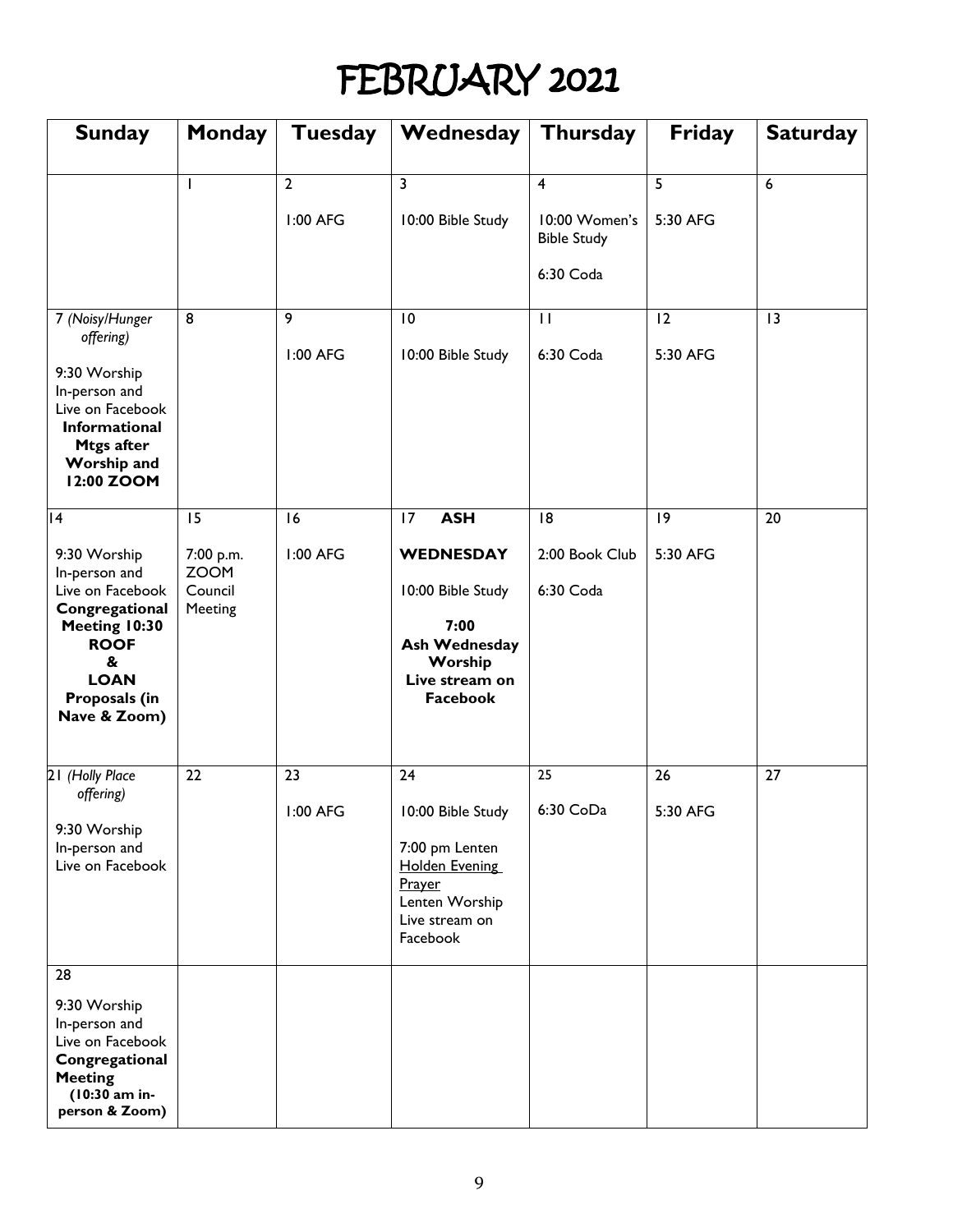# FEBRUARY 2021

| Sunday | Monday | Tuesday | Wednesday | Thursday | Friday | Saturday |
|---|---|---|---|---|---|---|
| | 1 | 2<br><br>1:00 AFG | 3<br><br>10:00 Bible Study | 4<br><br>10:00 Women's Bible Study<br><br>6:30 Coda | 5<br><br>5:30 AFG | 6 |
| 7 *(Noisy/Hunger offering)*<br><br>9:30 Worship In-person and Live on Facebook **Informational Mtgs after Worship and 12:00 ZOOM** | 8 | 9<br><br>1:00 AFG | 10<br><br>10:00 Bible Study | 11<br><br>6:30 Coda | 12<br><br>5:30 AFG | 13 |
| 14<br><br>9:30 Worship In-person and Live on Facebook **Congregational Meeting 10:30 ROOF & LOAN Proposals (in Nave & Zoom)** | 15<br><br>7:00 p.m. ZOOM Council Meeting | 16<br><br>1:00 AFG | 17 **ASH WEDNESDAY**<br><br>10:00 Bible Study<br><br>**7:00 Ash Wednesday Worship Live stream on Facebook** | 18<br><br>2:00 Book Club<br><br>6:30 Coda | 19<br><br>5:30 AFG | 20 |
| 21 *(Holly Place offering)*<br><br>9:30 Worship In-person and Live on Facebook | 22 | 23<br><br>1:00 AFG | 24<br><br>10:00 Bible Study<br><br>7:00 pm Lenten Holden Evening Prayer Lenten Worship Live stream on Facebook | 25<br><br>6:30 CoDa | 26<br><br>5:30 AFG | 27 |
| 28<br><br>9:30 Worship In-person and Live on Facebook **Congregational Meeting (10:30 am in-person & Zoom)** | | | | | | |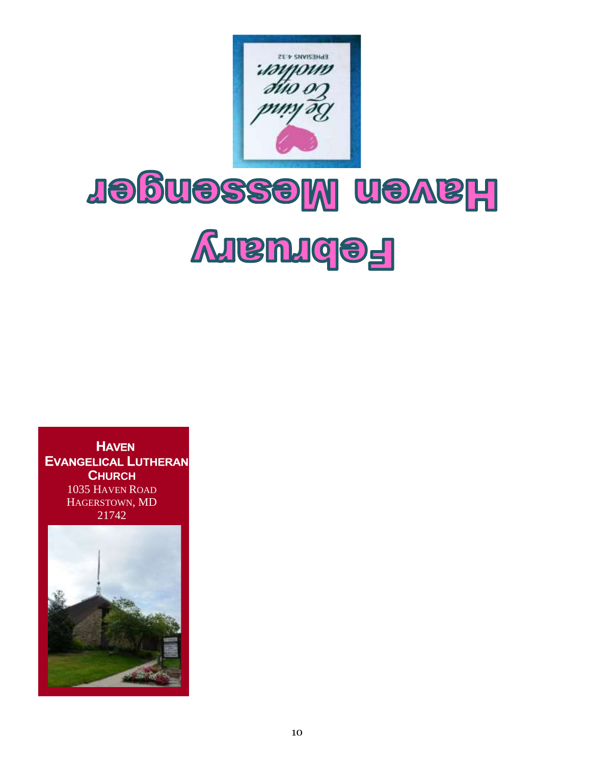EPHESIANS 4:32

Be kind
to one
another.

# Haven Messenger

# February

**HAVEN EVANGELICAL LUTHERAN CHURCH**

1035 HAVEN ROAD
HAGERSTOWN, MD
21742